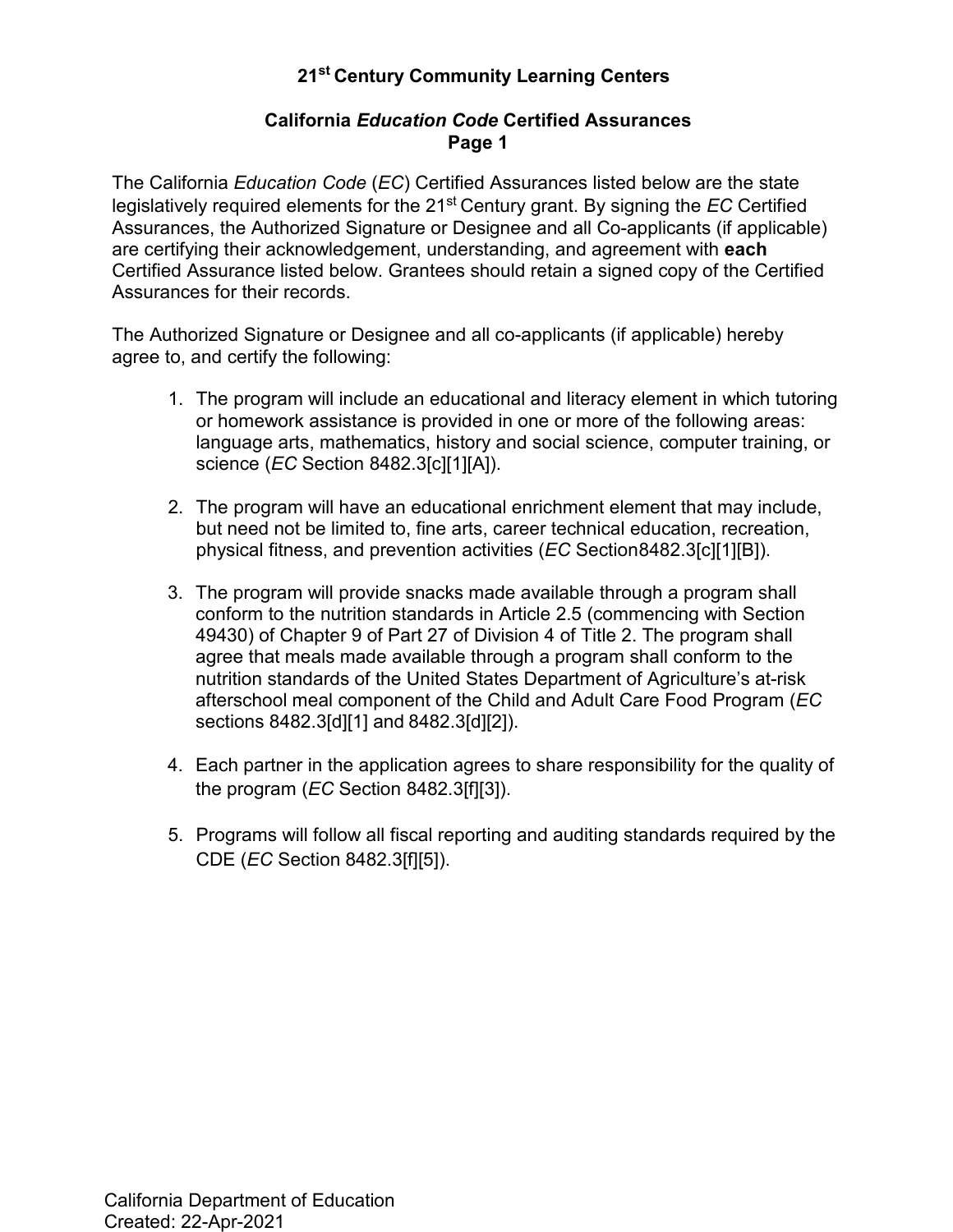# 21st Century Community Learning Centers

## California *Education Code* Certified Assurances
## Page 1

The California *Education Code* (*EC*) Certified Assurances listed below are the state legislatively required elements for the 21st Century grant. By signing the *EC* Certified Assurances, the Authorized Signature or Designee and all Co-applicants (if applicable) are certifying their acknowledgement, understanding, and agreement with **each** Certified Assurance listed below. Grantees should retain a signed copy of the Certified Assurances for their records.

The Authorized Signature or Designee and all co-applicants (if applicable) hereby agree to, and certify the following:

1. The program will include an educational and literacy element in which tutoring or homework assistance is provided in one or more of the following areas: language arts, mathematics, history and social science, computer training, or science (*EC* Section 8482.3[c][1][A]).

2. The program will have an educational enrichment element that may include, but need not be limited to, fine arts, career technical education, recreation, physical fitness, and prevention activities (*EC* Section8482.3[c][1][B]).

3. The program will provide snacks made available through a program shall conform to the nutrition standards in Article 2.5 (commencing with Section 49430) of Chapter 9 of Part 27 of Division 4 of Title 2. The program shall agree that meals made available through a program shall conform to the nutrition standards of the United States Department of Agriculture's at-risk afterschool meal component of the Child and Adult Care Food Program (*EC* sections 8482.3[d][1] and 8482.3[d][2]).

4. Each partner in the application agrees to share responsibility for the quality of the program (*EC* Section 8482.3[f][3]).

5. Programs will follow all fiscal reporting and auditing standards required by the CDE (*EC* Section 8482.3[f][5]).

California Department of Education
Created: 22-Apr-2021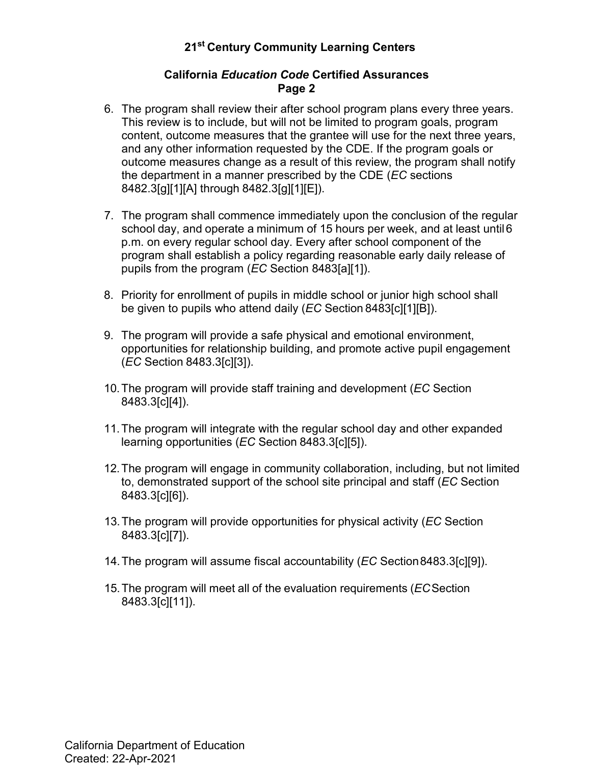# 21st Century Community Learning Centers

## California *Education Code* Certified Assurances
## Page 2

6. The program shall review their after school program plans every three years. This review is to include, but will not be limited to program goals, program content, outcome measures that the grantee will use for the next three years, and any other information requested by the CDE. If the program goals or outcome measures change as a result of this review, the program shall notify the department in a manner prescribed by the CDE (*EC* sections 8482.3[g][1][A] through 8482.3[g][1][E]).

7. The program shall commence immediately upon the conclusion of the regular school day, and operate a minimum of 15 hours per week, and at least until 6 p.m. on every regular school day. Every after school component of the program shall establish a policy regarding reasonable early daily release of pupils from the program (*EC* Section 8483[a][1]).

8. Priority for enrollment of pupils in middle school or junior high school shall be given to pupils who attend daily (*EC* Section 8483[c][1][B]).

9. The program will provide a safe physical and emotional environment, opportunities for relationship building, and promote active pupil engagement (*EC* Section 8483.3[c][3]).

10. The program will provide staff training and development (*EC* Section 8483.3[c][4]).

11. The program will integrate with the regular school day and other expanded learning opportunities (*EC* Section 8483.3[c][5]).

12. The program will engage in community collaboration, including, but not limited to, demonstrated support of the school site principal and staff (*EC* Section 8483.3[c][6]).

13. The program will provide opportunities for physical activity (*EC* Section 8483.3[c][7]).

14. The program will assume fiscal accountability (*EC* Section 8483.3[c][9]).

15. The program will meet all of the evaluation requirements (*EC* Section 8483.3[c][11]).

California Department of Education
Created: 22-Apr-2021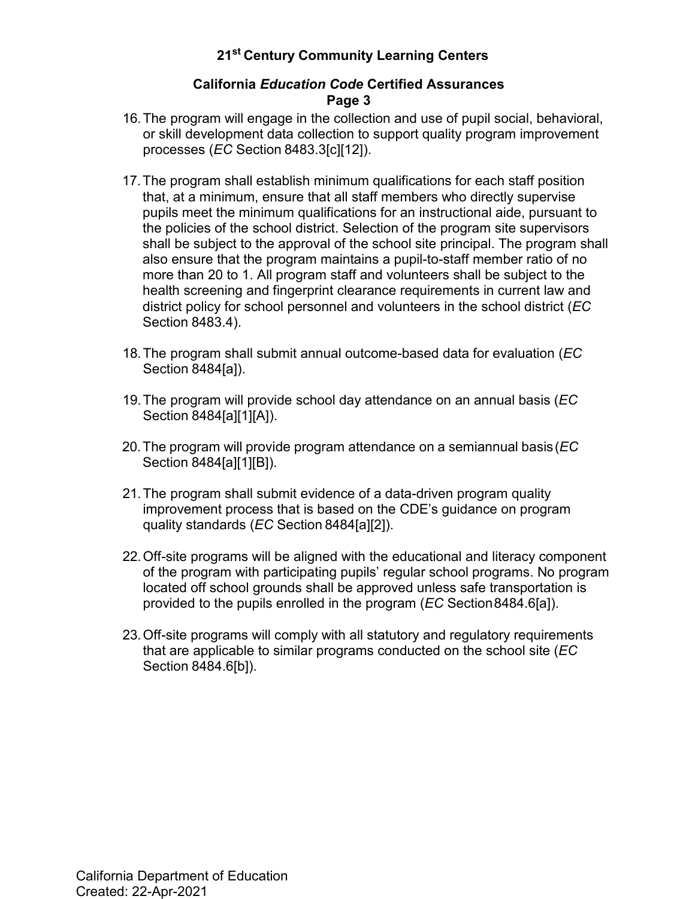16. The program will engage in the collection and use of pupil social, behavioral, or skill development data collection to support quality program improvement processes (*EC* Section 8483.3[c][12]).

17. The program shall establish minimum qualifications for each staff position that, at a minimum, ensure that all staff members who directly supervise pupils meet the minimum qualifications for an instructional aide, pursuant to the policies of the school district. Selection of the program site supervisors shall be subject to the approval of the school site principal. The program shall also ensure that the program maintains a pupil-to-staff member ratio of no more than 20 to 1. All program staff and volunteers shall be subject to the health screening and fingerprint clearance requirements in current law and district policy for school personnel and volunteers in the school district (*EC* Section 8483.4).

18. The program shall submit annual outcome-based data for evaluation (*EC* Section 8484[a]).

19. The program will provide school day attendance on an annual basis (*EC* Section 8484[a][1][A]).

20. The program will provide program attendance on a semiannual basis (*EC* Section 8484[a][1][B]).

21. The program shall submit evidence of a data-driven program quality improvement process that is based on the CDE's guidance on program quality standards (*EC* Section 8484[a][2]).

22. Off-site programs will be aligned with the educational and literacy component of the program with participating pupils' regular school programs. No program located off school grounds shall be approved unless safe transportation is provided to the pupils enrolled in the program (*EC* Section 8484.6[a]).

23. Off-site programs will comply with all statutory and regulatory requirements that are applicable to similar programs conducted on the school site (*EC* Section 8484.6[b]).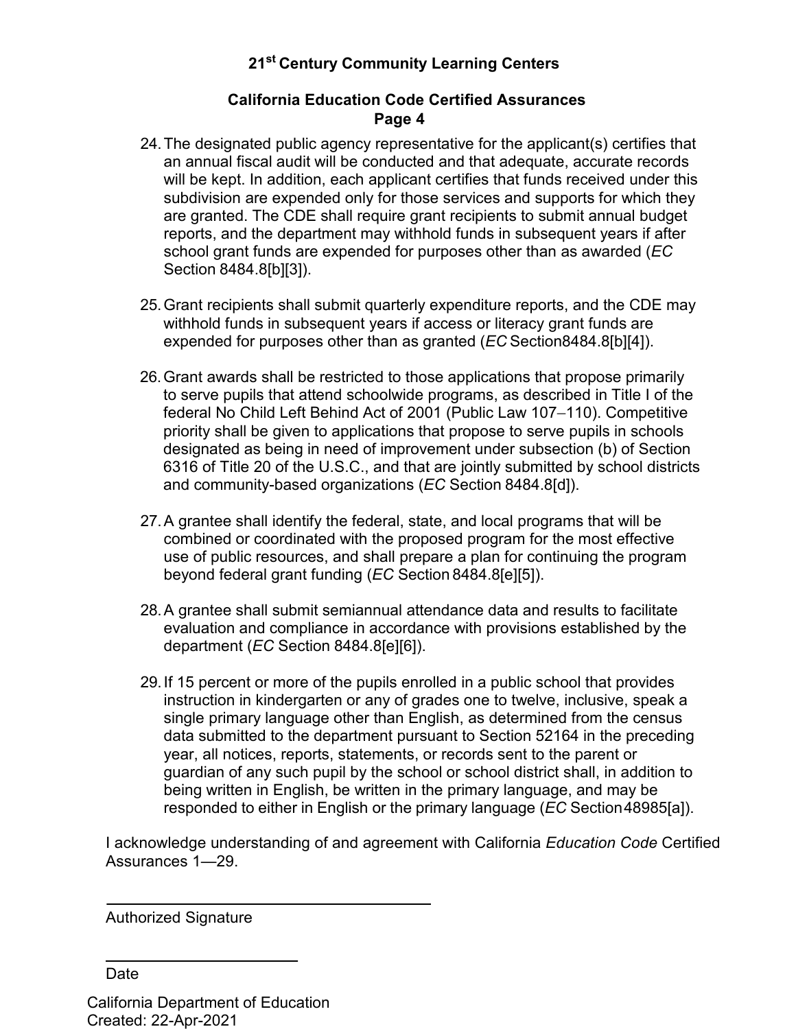**21st Century Community Learning Centers**

**California Education Code Certified Assurances**
**Page 4**

24. The designated public agency representative for the applicant(s) certifies that an annual fiscal audit will be conducted and that adequate, accurate records will be kept. In addition, each applicant certifies that funds received under this subdivision are expended only for those services and supports for which they are granted. The CDE shall require grant recipients to submit annual budget reports, and the department may withhold funds in subsequent years if after school grant funds are expended for purposes other than as awarded (*EC* Section 8484.8[b][3]).

25. Grant recipients shall submit quarterly expenditure reports, and the CDE may withhold funds in subsequent years if access or literacy grant funds are expended for purposes other than as granted (*EC* Section8484.8[b][4]).

26. Grant awards shall be restricted to those applications that propose primarily to serve pupils that attend schoolwide programs, as described in Title I of the federal No Child Left Behind Act of 2001 (Public Law 107–110). Competitive priority shall be given to applications that propose to serve pupils in schools designated as being in need of improvement under subsection (b) of Section 6316 of Title 20 of the U.S.C., and that are jointly submitted by school districts and community-based organizations (*EC* Section 8484.8[d]).

27. A grantee shall identify the federal, state, and local programs that will be combined or coordinated with the proposed program for the most effective use of public resources, and shall prepare a plan for continuing the program beyond federal grant funding (*EC* Section 8484.8[e][5]).

28. A grantee shall submit semiannual attendance data and results to facilitate evaluation and compliance in accordance with provisions established by the department (*EC* Section 8484.8[e][6]).

29. If 15 percent or more of the pupils enrolled in a public school that provides instruction in kindergarten or any of grades one to twelve, inclusive, speak a single primary language other than English, as determined from the census data submitted to the department pursuant to Section 52164 in the preceding year, all notices, reports, statements, or records sent to the parent or guardian of any such pupil by the school or school district shall, in addition to being written in English, be written in the primary language, and may be responded to either in English or the primary language (*EC* Section48985[a]).

I acknowledge understanding of and agreement with California *Education Code* Certified Assurances 1—29.

______________________________

Authorized Signature

__________________

Date

California Department of Education
Created: 22-Apr-2021